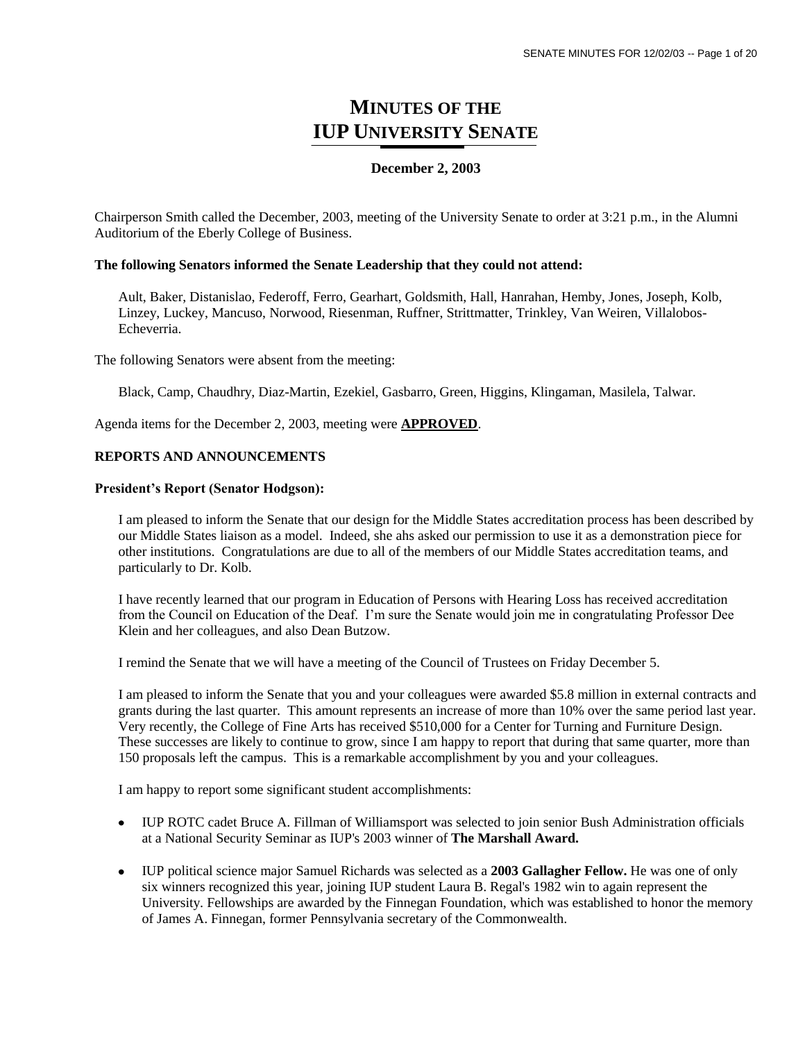# MINUTES OF THE IUP UNIVERSITY SENATE

**December 2, 2003**

Chairperson Smith called the December, 2003, meeting of the University Senate to order at 3:21 p.m., in the Alumni Auditorium of the Eberly College of Business.

**The following Senators informed the Senate Leadership that they could not attend:**

Ault, Baker, Distanislao, Federoff, Ferro, Gearhart, Goldsmith, Hall, Hanrahan, Hemby, Jones, Joseph, Kolb, Linzey, Luckey, Mancuso, Norwood, Riesenman, Ruffner, Strittmatter, Trinkley, Van Weiren, Villalobos-Echeverria.

The following Senators were absent from the meeting:

Black, Camp, Chaudhry, Diaz-Martin, Ezekiel, Gasbarro, Green, Higgins, Klingaman, Masilela, Talwar.

Agenda items for the December 2, 2003, meeting were **APPROVED**.

**REPORTS AND ANNOUNCEMENTS**

**President's Report (Senator Hodgson):**

I am pleased to inform the Senate that our design for the Middle States accreditation process has been described by our Middle States liaison as a model. Indeed, she ahs asked our permission to use it as a demonstration piece for other institutions. Congratulations are due to all of the members of our Middle States accreditation teams, and particularly to Dr. Kolb.

I have recently learned that our program in Education of Persons with Hearing Loss has received accreditation from the Council on Education of the Deaf. I'm sure the Senate would join me in congratulating Professor Dee Klein and her colleagues, and also Dean Butzow.

I remind the Senate that we will have a meeting of the Council of Trustees on Friday December 5.

I am pleased to inform the Senate that you and your colleagues were awarded $5.8 million in external contracts and grants during the last quarter. This amount represents an increase of more than 10% over the same period last year. Very recently, the College of Fine Arts has received $510,000 for a Center for Turning and Furniture Design. These successes are likely to continue to grow, since I am happy to report that during that same quarter, more than 150 proposals left the campus. This is a remarkable accomplishment by you and your colleagues.

I am happy to report some significant student accomplishments:

- IUP ROTC cadet Bruce A. Fillman of Williamsport was selected to join senior Bush Administration officials at a National Security Seminar as IUP's 2003 winner of **The Marshall Award.**
- IUP political science major Samuel Richards was selected as a **2003 Gallagher Fellow.** He was one of only six winners recognized this year, joining IUP student Laura B. Regal's 1982 win to again represent the University. Fellowships are awarded by the Finnegan Foundation, which was established to honor the memory of James A. Finnegan, former Pennsylvania secretary of the Commonwealth.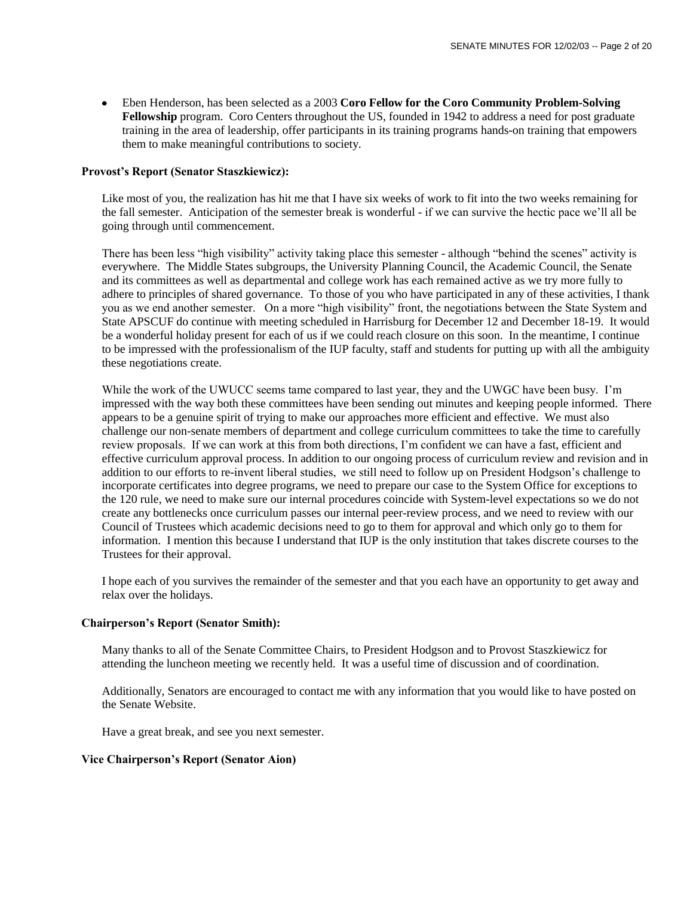- Eben Henderson, has been selected as a 2003 **Coro Fellow for the Coro Community Problem-Solving Fellowship** program. Coro Centers throughout the US, founded in 1942 to address a need for post graduate training in the area of leadership, offer participants in its training programs hands-on training that empowers them to make meaningful contributions to society.

**Provost's Report (Senator Staszkiewicz):**

Like most of you, the realization has hit me that I have six weeks of work to fit into the two weeks remaining for the fall semester. Anticipation of the semester break is wonderful - if we can survive the hectic pace we'll all be going through until commencement.

There has been less "high visibility" activity taking place this semester - although "behind the scenes" activity is everywhere. The Middle States subgroups, the University Planning Council, the Academic Council, the Senate and its committees as well as departmental and college work has each remained active as we try more fully to adhere to principles of shared governance. To those of you who have participated in any of these activities, I thank you as we end another semester. On a more "high visibility" front, the negotiations between the State System and State APSCUF do continue with meeting scheduled in Harrisburg for December 12 and December 18-19. It would be a wonderful holiday present for each of us if we could reach closure on this soon. In the meantime, I continue to be impressed with the professionalism of the IUP faculty, staff and students for putting up with all the ambiguity these negotiations create.

While the work of the UWUCC seems tame compared to last year, they and the UWGC have been busy. I'm impressed with the way both these committees have been sending out minutes and keeping people informed. There appears to be a genuine spirit of trying to make our approaches more efficient and effective. We must also challenge our non-senate members of department and college curriculum committees to take the time to carefully review proposals. If we can work at this from both directions, I'm confident we can have a fast, efficient and effective curriculum approval process. In addition to our ongoing process of curriculum review and revision and in addition to our efforts to re-invent liberal studies, we still need to follow up on President Hodgson's challenge to incorporate certificates into degree programs, we need to prepare our case to the System Office for exceptions to the 120 rule, we need to make sure our internal procedures coincide with System-level expectations so we do not create any bottlenecks once curriculum passes our internal peer-review process, and we need to review with our Council of Trustees which academic decisions need to go to them for approval and which only go to them for information. I mention this because I understand that IUP is the only institution that takes discrete courses to the Trustees for their approval.

I hope each of you survives the remainder of the semester and that you each have an opportunity to get away and relax over the holidays.

**Chairperson's Report (Senator Smith):**

Many thanks to all of the Senate Committee Chairs, to President Hodgson and to Provost Staszkiewicz for attending the luncheon meeting we recently held. It was a useful time of discussion and of coordination.

Additionally, Senators are encouraged to contact me with any information that you would like to have posted on the Senate Website.

Have a great break, and see you next semester.

**Vice Chairperson's Report (Senator Aion)**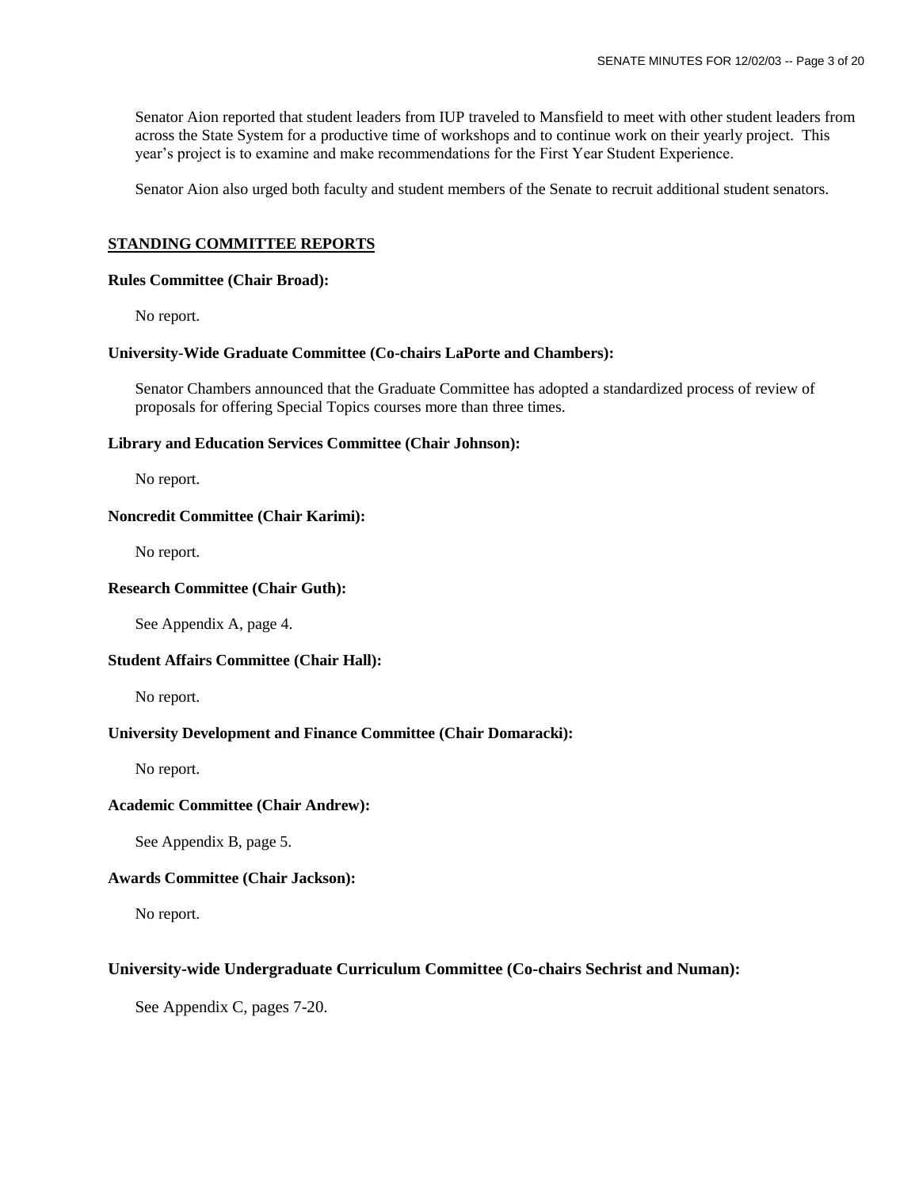Senator Aion reported that student leaders from IUP traveled to Mansfield to meet with other student leaders from across the State System for a productive time of workshops and to continue work on their yearly project. This year's project is to examine and make recommendations for the First Year Student Experience.

Senator Aion also urged both faculty and student members of the Senate to recruit additional student senators.

## STANDING COMMITTEE REPORTS

**Rules Committee (Chair Broad):**

No report.

**University-Wide Graduate Committee (Co-chairs LaPorte and Chambers):**

Senator Chambers announced that the Graduate Committee has adopted a standardized process of review of proposals for offering Special Topics courses more than three times.

**Library and Education Services Committee (Chair Johnson):**

No report.

**Noncredit Committee (Chair Karimi):**

No report.

**Research Committee (Chair Guth):**

See Appendix A, page 4.

**Student Affairs Committee (Chair Hall):**

No report.

**University Development and Finance Committee (Chair Domaracki):**

No report.

**Academic Committee (Chair Andrew):**

See Appendix B, page 5.

**Awards Committee (Chair Jackson):**

No report.

**University-wide Undergraduate Curriculum Committee (Co-chairs Sechrist and Numan):**

See Appendix C, pages 7-20.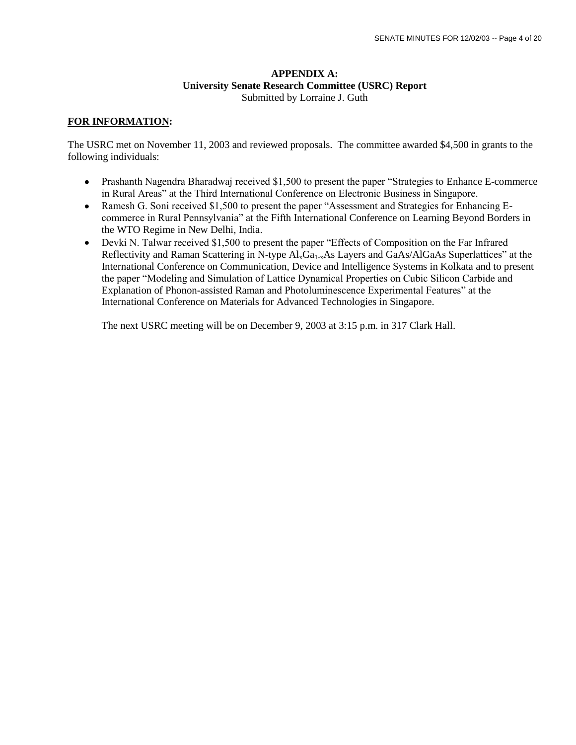## APPENDIX A:
## University Senate Research Committee (USRC) Report

Submitted by Lorraine J. Guth

**FOR INFORMATION:**

The USRC met on November 11, 2003 and reviewed proposals. The committee awarded $4,500 in grants to the following individuals:

- Prashanth Nagendra Bharadwaj received $1,500 to present the paper "Strategies to Enhance E-commerce in Rural Areas" at the Third International Conference on Electronic Business in Singapore.
- Ramesh G. Soni received $1,500 to present the paper "Assessment and Strategies for Enhancing E-commerce in Rural Pennsylvania" at the Fifth International Conference on Learning Beyond Borders in the WTO Regime in New Delhi, India.
- Devki N. Talwar received $1,500 to present the paper "Effects of Composition on the Far Infrared Reflectivity and Raman Scattering in N-type $Al_xGa_{1-x}As$ Layers and GaAs/AlGaAs Superlattices" at the International Conference on Communication, Device and Intelligence Systems in Kolkata and to present the paper "Modeling and Simulation of Lattice Dynamical Properties on Cubic Silicon Carbide and Explanation of Phonon-assisted Raman and Photoluminescence Experimental Features" at the International Conference on Materials for Advanced Technologies in Singapore.

The next USRC meeting will be on December 9, 2003 at 3:15 p.m. in 317 Clark Hall.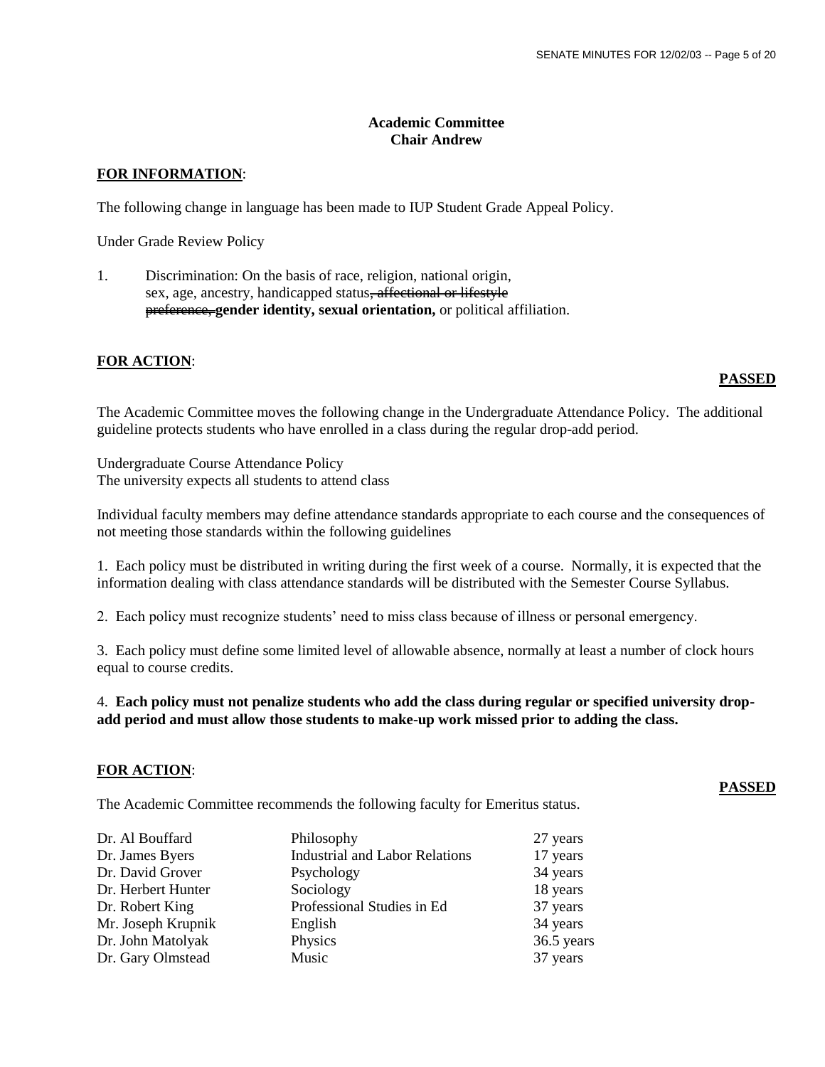**Academic Committee**
**Chair Andrew**

**FOR INFORMATION**:

The following change in language has been made to IUP Student Grade Appeal Policy.

Under Grade Review Policy

1. Discrimination: On the basis of race, religion, national origin, sex, age, ancestry, handicapped status~~, affectional or lifestyle preference,~~ **gender identity, sexual orientation,** or political affiliation.

**FOR ACTION**:

**PASSED**

The Academic Committee moves the following change in the Undergraduate Attendance Policy. The additional guideline protects students who have enrolled in a class during the regular drop-add period.

Undergraduate Course Attendance Policy
The university expects all students to attend class

Individual faculty members may define attendance standards appropriate to each course and the consequences of not meeting those standards within the following guidelines

1. Each policy must be distributed in writing during the first week of a course. Normally, it is expected that the information dealing with class attendance standards will be distributed with the Semester Course Syllabus.

2. Each policy must recognize students' need to miss class because of illness or personal emergency.

3. Each policy must define some limited level of allowable absence, normally at least a number of clock hours equal to course credits.

4. **Each policy must not penalize students who add the class during regular or specified university drop-add period and must allow those students to make-up work missed prior to adding the class.**

**FOR ACTION**:

**PASSED**

The Academic Committee recommends the following faculty for Emeritus status.

| | | |
|---|---|---|
| Dr. Al Bouffard | Philosophy | 27 years |
| Dr. James Byers | Industrial and Labor Relations | 17 years |
| Dr. David Grover | Psychology | 34 years |
| Dr. Herbert Hunter | Sociology | 18 years |
| Dr. Robert King | Professional Studies in Ed | 37 years |
| Mr. Joseph Krupnik | English | 34 years |
| Dr. John Matolyak | Physics | 36.5 years |
| Dr. Gary Olmstead | Music | 37 years |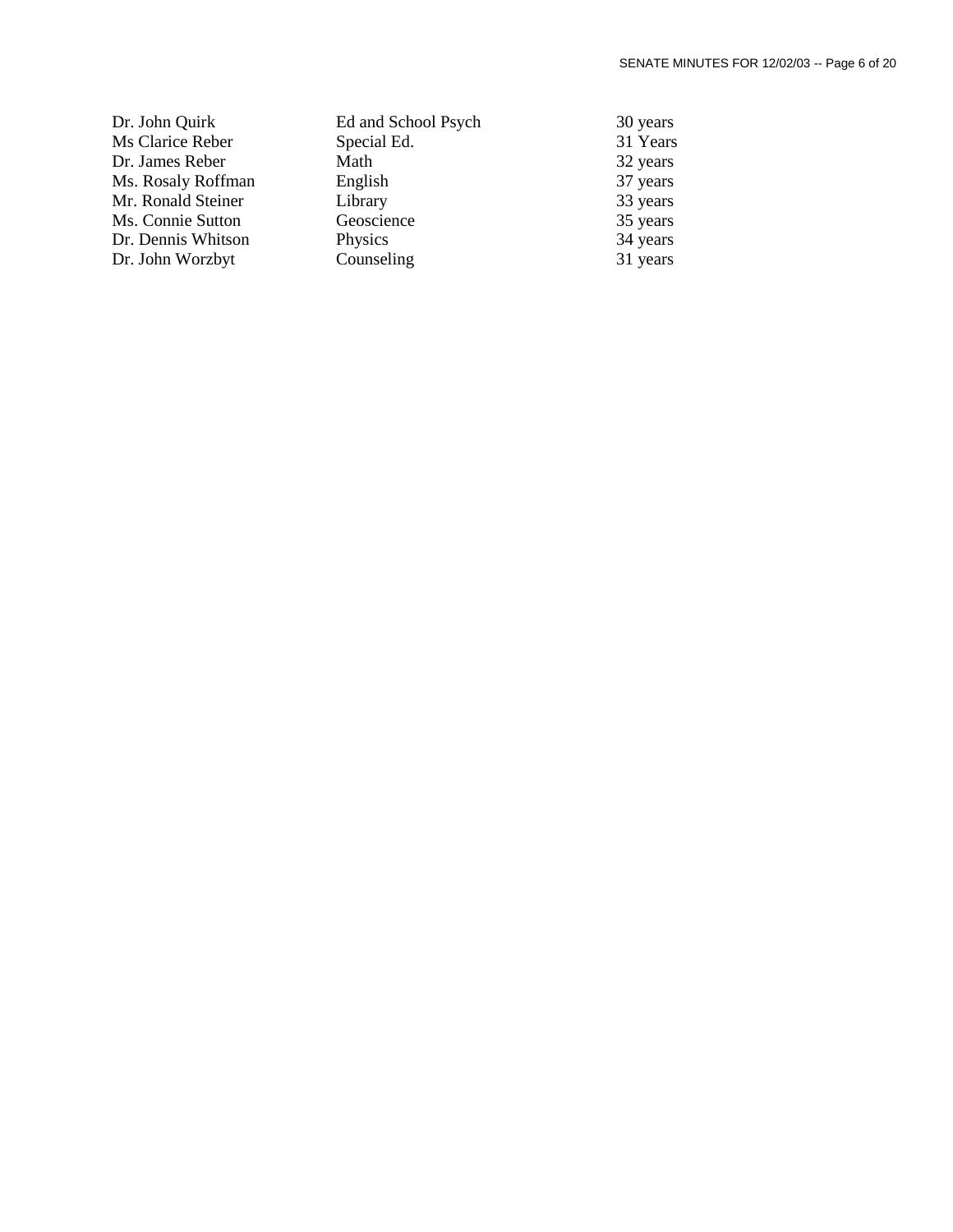| | | |
|---|---|---|
| Dr. John Quirk | Ed and School Psych | 30 years |
| Ms Clarice Reber | Special Ed. | 31 Years |
| Dr. James Reber | Math | 32 years |
| Ms. Rosaly Roffman | English | 37 years |
| Mr. Ronald Steiner | Library | 33 years |
| Ms. Connie Sutton | Geoscience | 35 years |
| Dr. Dennis Whitson | Physics | 34 years |
| Dr. John Worzbyt | Counseling | 31 years |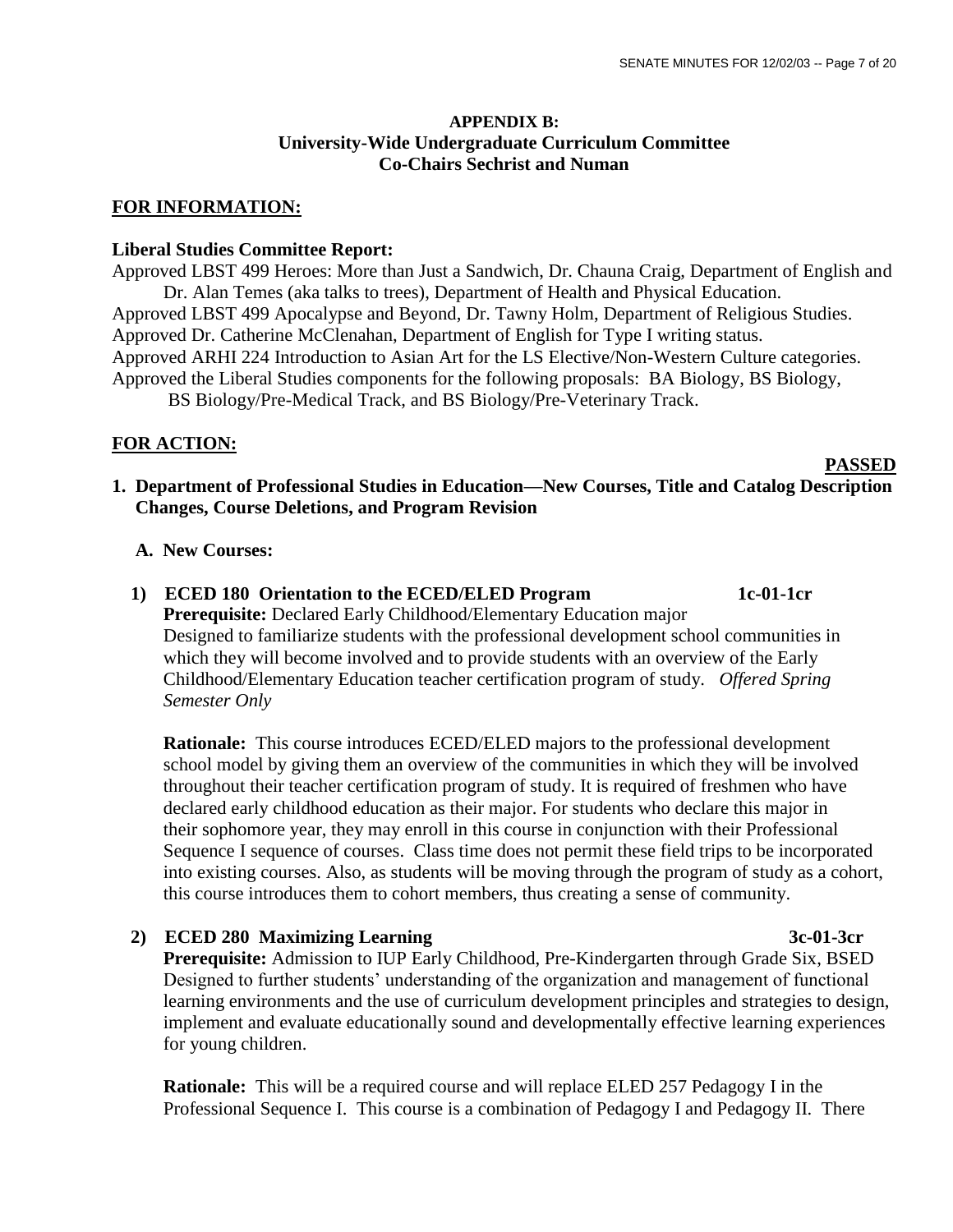**APPENDIX B:**
**University-Wide Undergraduate Curriculum Committee**
**Co-Chairs Sechrist and Numan**

## FOR INFORMATION:

**Liberal Studies Committee Report:**

Approved LBST 499 Heroes: More than Just a Sandwich, Dr. Chauna Craig, Department of English and Dr. Alan Temes (aka talks to trees), Department of Health and Physical Education.
Approved LBST 499 Apocalypse and Beyond, Dr. Tawny Holm, Department of Religious Studies.
Approved Dr. Catherine McClenahan, Department of English for Type I writing status.
Approved ARHI 224 Introduction to Asian Art for the LS Elective/Non-Western Culture categories.
Approved the Liberal Studies components for the following proposals: BA Biology, BS Biology, BS Biology/Pre-Medical Track, and BS Biology/Pre-Veterinary Track.

## FOR ACTION:

**PASSED**

**1. Department of Professional Studies in Education—New Courses, Title and Catalog Description Changes, Course Deletions, and Program Revision**

**A. New Courses:**

**1) ECED 180 Orientation to the ECED/ELED Program 1c-01-1cr**

**Prerequisite:** Declared Early Childhood/Elementary Education major
Designed to familiarize students with the professional development school communities in which they will become involved and to provide students with an overview of the Early Childhood/Elementary Education teacher certification program of study. *Offered Spring Semester Only*

**Rationale:** This course introduces ECED/ELED majors to the professional development school model by giving them an overview of the communities in which they will be involved throughout their teacher certification program of study. It is required of freshmen who have declared early childhood education as their major. For students who declare this major in their sophomore year, they may enroll in this course in conjunction with their Professional Sequence I sequence of courses. Class time does not permit these field trips to be incorporated into existing courses. Also, as students will be moving through the program of study as a cohort, this course introduces them to cohort members, thus creating a sense of community.

**2) ECED 280 Maximizing Learning 3c-01-3cr**

**Prerequisite:** Admission to IUP Early Childhood, Pre-Kindergarten through Grade Six, BSED
Designed to further students' understanding of the organization and management of functional learning environments and the use of curriculum development principles and strategies to design, implement and evaluate educationally sound and developmentally effective learning experiences for young children.

**Rationale:** This will be a required course and will replace ELED 257 Pedagogy I in the Professional Sequence I. This course is a combination of Pedagogy I and Pedagogy II. There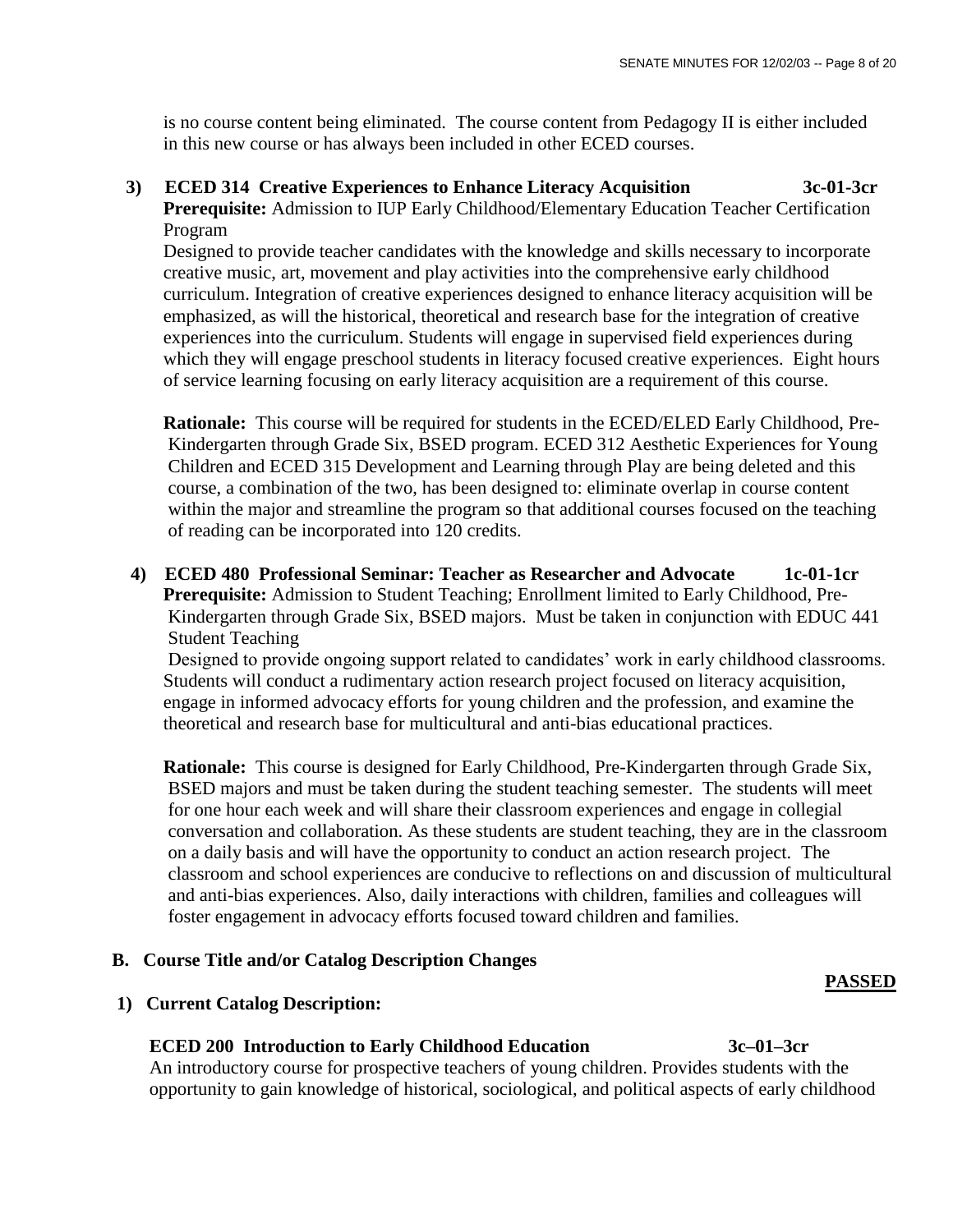is no course content being eliminated. The course content from Pedagogy II is either included in this new course or has always been included in other ECED courses.

**3) ECED 314 Creative Experiences to Enhance Literacy Acquisition 3c-01-3cr**

**Prerequisite:** Admission to IUP Early Childhood/Elementary Education Teacher Certification Program

Designed to provide teacher candidates with the knowledge and skills necessary to incorporate creative music, art, movement and play activities into the comprehensive early childhood curriculum. Integration of creative experiences designed to enhance literacy acquisition will be emphasized, as will the historical, theoretical and research base for the integration of creative experiences into the curriculum. Students will engage in supervised field experiences during which they will engage preschool students in literacy focused creative experiences. Eight hours of service learning focusing on early literacy acquisition are a requirement of this course.

**Rationale:** This course will be required for students in the ECED/ELED Early Childhood, Pre-Kindergarten through Grade Six, BSED program. ECED 312 Aesthetic Experiences for Young Children and ECED 315 Development and Learning through Play are being deleted and this course, a combination of the two, has been designed to: eliminate overlap in course content within the major and streamline the program so that additional courses focused on the teaching of reading can be incorporated into 120 credits.

**4) ECED 480 Professional Seminar: Teacher as Researcher and Advocate 1c-01-1cr**

**Prerequisite:** Admission to Student Teaching; Enrollment limited to Early Childhood, Pre-Kindergarten through Grade Six, BSED majors. Must be taken in conjunction with EDUC 441 Student Teaching

Designed to provide ongoing support related to candidates' work in early childhood classrooms. Students will conduct a rudimentary action research project focused on literacy acquisition, engage in informed advocacy efforts for young children and the profession, and examine the theoretical and research base for multicultural and anti-bias educational practices.

**Rationale:** This course is designed for Early Childhood, Pre-Kindergarten through Grade Six, BSED majors and must be taken during the student teaching semester. The students will meet for one hour each week and will share their classroom experiences and engage in collegial conversation and collaboration. As these students are student teaching, they are in the classroom on a daily basis and will have the opportunity to conduct an action research project. The classroom and school experiences are conducive to reflections on and discussion of multicultural and anti-bias experiences. Also, daily interactions with children, families and colleagues will foster engagement in advocacy efforts focused toward children and families.

**B. Course Title and/or Catalog Description Changes**

**PASSED**

**1) Current Catalog Description:**

**ECED 200 Introduction to Early Childhood Education 3c–01–3cr**

An introductory course for prospective teachers of young children. Provides students with the opportunity to gain knowledge of historical, sociological, and political aspects of early childhood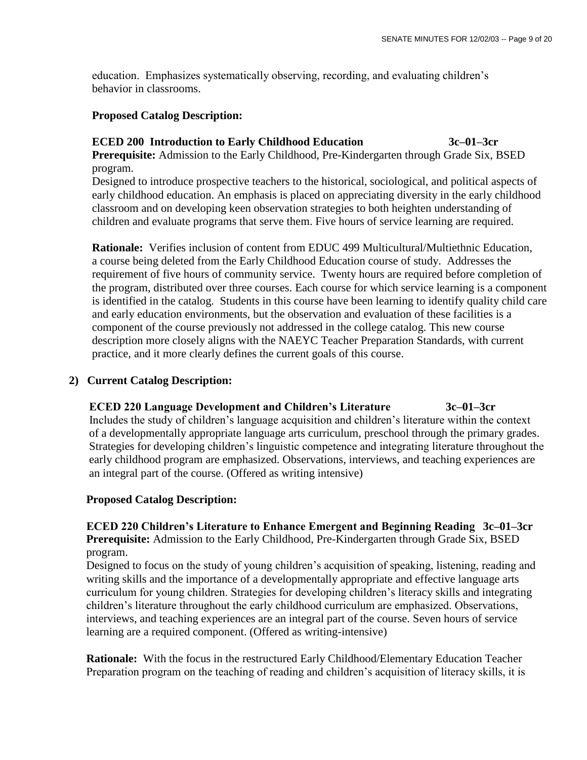education. Emphasizes systematically observing, recording, and evaluating children's behavior in classrooms.

**Proposed Catalog Description:**

**ECED 200 Introduction to Early Childhood Education 3c–01–3cr**
**Prerequisite:** Admission to the Early Childhood, Pre-Kindergarten through Grade Six, BSED program.
Designed to introduce prospective teachers to the historical, sociological, and political aspects of early childhood education. An emphasis is placed on appreciating diversity in the early childhood classroom and on developing keen observation strategies to both heighten understanding of children and evaluate programs that serve them. Five hours of service learning are required.

**Rationale:** Verifies inclusion of content from EDUC 499 Multicultural/Multiethnic Education, a course being deleted from the Early Childhood Education course of study. Addresses the requirement of five hours of community service. Twenty hours are required before completion of the program, distributed over three courses. Each course for which service learning is a component is identified in the catalog. Students in this course have been learning to identify quality child care and early education environments, but the observation and evaluation of these facilities is a component of the course previously not addressed in the college catalog. This new course description more closely aligns with the NAEYC Teacher Preparation Standards, with current practice, and it more clearly defines the current goals of this course.

2) **Current Catalog Description:**

**ECED 220 Language Development and Children's Literature 3c–01–3cr**
Includes the study of children's language acquisition and children's literature within the context of a developmentally appropriate language arts curriculum, preschool through the primary grades. Strategies for developing children's linguistic competence and integrating literature throughout the early childhood program are emphasized. Observations, interviews, and teaching experiences are an integral part of the course. (Offered as writing intensive)

**Proposed Catalog Description:**

**ECED 220 Children's Literature to Enhance Emergent and Beginning Reading 3c–01–3cr**
**Prerequisite:** Admission to the Early Childhood, Pre-Kindergarten through Grade Six, BSED program.
Designed to focus on the study of young children's acquisition of speaking, listening, reading and writing skills and the importance of a developmentally appropriate and effective language arts curriculum for young children. Strategies for developing children's literacy skills and integrating children's literature throughout the early childhood curriculum are emphasized. Observations, interviews, and teaching experiences are an integral part of the course. Seven hours of service learning are a required component. (Offered as writing-intensive)

**Rationale:** With the focus in the restructured Early Childhood/Elementary Education Teacher Preparation program on the teaching of reading and children's acquisition of literacy skills, it is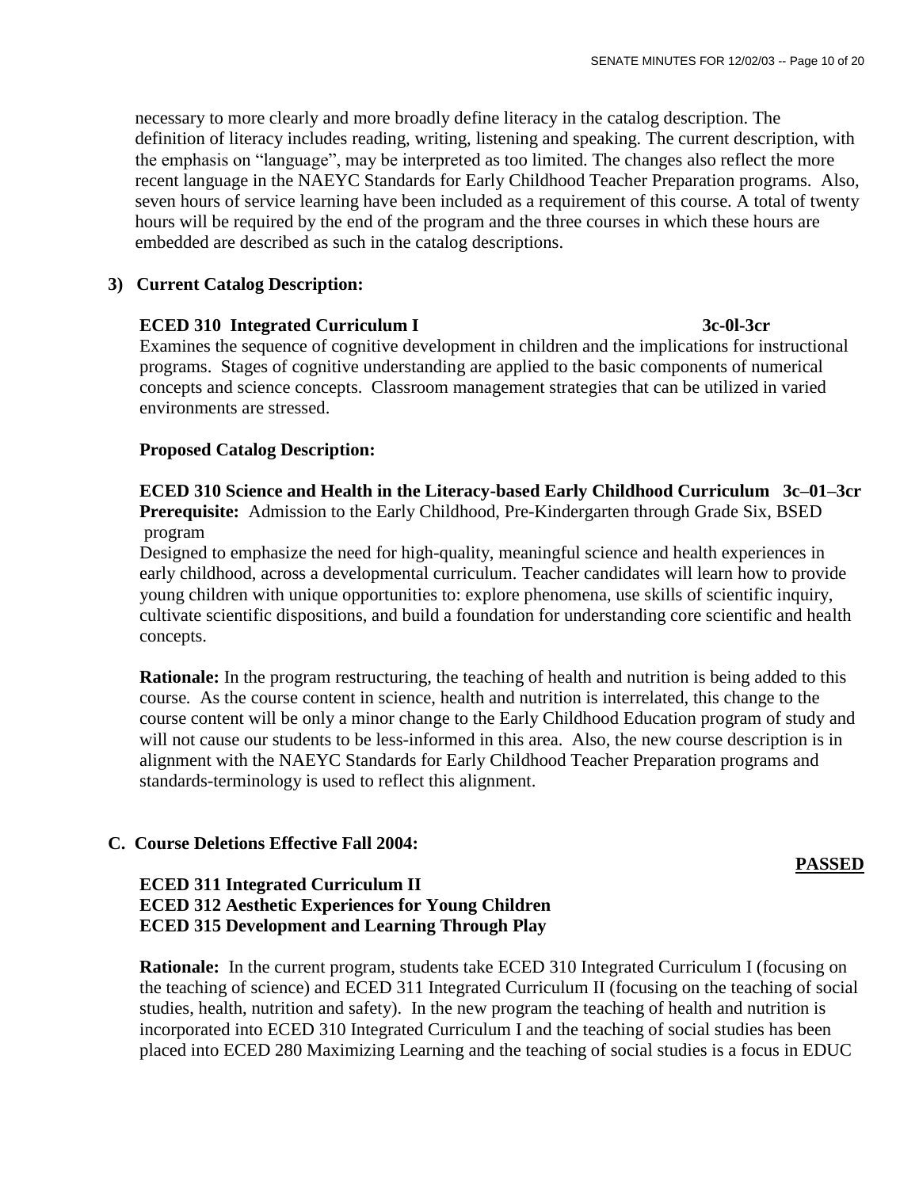necessary to more clearly and more broadly define literacy in the catalog description. The definition of literacy includes reading, writing, listening and speaking. The current description, with the emphasis on "language", may be interpreted as too limited. The changes also reflect the more recent language in the NAEYC Standards for Early Childhood Teacher Preparation programs. Also, seven hours of service learning have been included as a requirement of this course. A total of twenty hours will be required by the end of the program and the three courses in which these hours are embedded are described as such in the catalog descriptions.

**3) Current Catalog Description:**

**ECED 310 Integrated Curriculum I** **3c-0l-3cr**

Examines the sequence of cognitive development in children and the implications for instructional programs. Stages of cognitive understanding are applied to the basic components of numerical concepts and science concepts. Classroom management strategies that can be utilized in varied environments are stressed.

**Proposed Catalog Description:**

**ECED 310 Science and Health in the Literacy-based Early Childhood Curriculum 3c–01–3cr**

**Prerequisite:** Admission to the Early Childhood, Pre-Kindergarten through Grade Six, BSED program

Designed to emphasize the need for high-quality, meaningful science and health experiences in early childhood, across a developmental curriculum. Teacher candidates will learn how to provide young children with unique opportunities to: explore phenomena, use skills of scientific inquiry, cultivate scientific dispositions, and build a foundation for understanding core scientific and health concepts.

**Rationale:** In the program restructuring, the teaching of health and nutrition is being added to this course. As the course content in science, health and nutrition is interrelated, this change to the course content will be only a minor change to the Early Childhood Education program of study and will not cause our students to be less-informed in this area. Also, the new course description is in alignment with the NAEYC Standards for Early Childhood Teacher Preparation programs and standards-terminology is used to reflect this alignment.

**C. Course Deletions Effective Fall 2004:**

**PASSED**

**ECED 311 Integrated Curriculum II**
**ECED 312 Aesthetic Experiences for Young Children**
**ECED 315 Development and Learning Through Play**

**Rationale:** In the current program, students take ECED 310 Integrated Curriculum I (focusing on the teaching of science) and ECED 311 Integrated Curriculum II (focusing on the teaching of social studies, health, nutrition and safety). In the new program the teaching of health and nutrition is incorporated into ECED 310 Integrated Curriculum I and the teaching of social studies has been placed into ECED 280 Maximizing Learning and the teaching of social studies is a focus in EDUC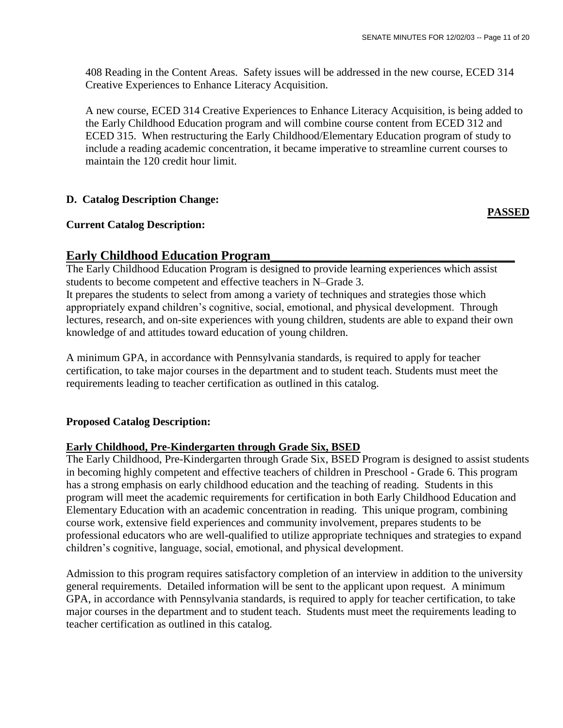408 Reading in the Content Areas. Safety issues will be addressed in the new course, ECED 314 Creative Experiences to Enhance Literacy Acquisition.

A new course, ECED 314 Creative Experiences to Enhance Literacy Acquisition, is being added to the Early Childhood Education program and will combine course content from ECED 312 and ECED 315. When restructuring the Early Childhood/Elementary Education program of study to include a reading academic concentration, it became imperative to streamline current courses to maintain the 120 credit hour limit.

**D. Catalog Description Change:**

**PASSED**

**Current Catalog Description:**

## Early Childhood Education Program

The Early Childhood Education Program is designed to provide learning experiences which assist students to become competent and effective teachers in N–Grade 3.
It prepares the students to select from among a variety of techniques and strategies those which appropriately expand children's cognitive, social, emotional, and physical development. Through lectures, research, and on-site experiences with young children, students are able to expand their own knowledge of and attitudes toward education of young children.

A minimum GPA, in accordance with Pennsylvania standards, is required to apply for teacher certification, to take major courses in the department and to student teach. Students must meet the requirements leading to teacher certification as outlined in this catalog.

**Proposed Catalog Description:**

**Early Childhood, Pre-Kindergarten through Grade Six, BSED**

The Early Childhood, Pre-Kindergarten through Grade Six, BSED Program is designed to assist students in becoming highly competent and effective teachers of children in Preschool - Grade 6. This program has a strong emphasis on early childhood education and the teaching of reading. Students in this program will meet the academic requirements for certification in both Early Childhood Education and Elementary Education with an academic concentration in reading. This unique program, combining course work, extensive field experiences and community involvement, prepares students to be professional educators who are well-qualified to utilize appropriate techniques and strategies to expand children's cognitive, language, social, emotional, and physical development.

Admission to this program requires satisfactory completion of an interview in addition to the university general requirements. Detailed information will be sent to the applicant upon request. A minimum GPA, in accordance with Pennsylvania standards, is required to apply for teacher certification, to take major courses in the department and to student teach. Students must meet the requirements leading to teacher certification as outlined in this catalog.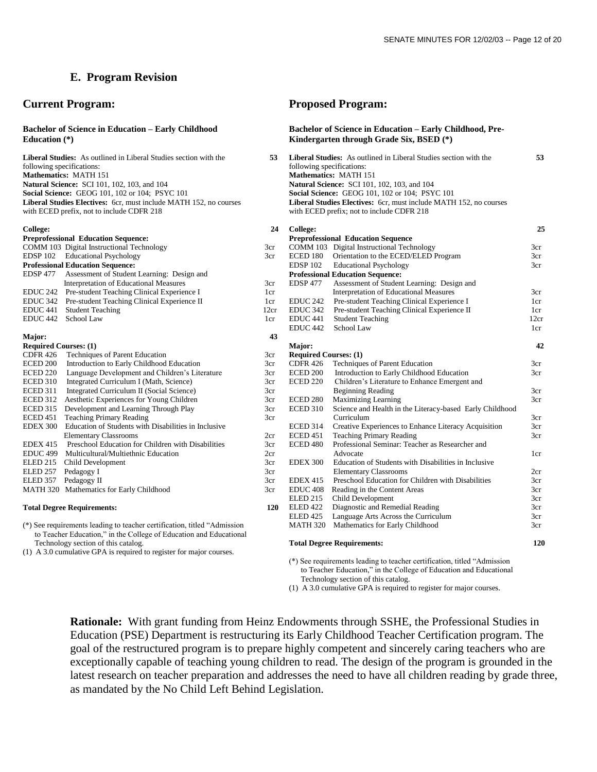## E. Program Revision

### Current Program:

**Bachelor of Science in Education – Early Childhood Education (*)**

**Liberal Studies:** As outlined in Liberal Studies section with the following specifications: **53**
**Mathematics:** MATH 151
**Natural Science:** SCI 101, 102, 103, and 104
**Social Science:** GEOG 101, 102 or 104; PSYC 101
**Liberal Studies Electives:** 6cr, must include MATH 152, no courses with ECED prefix, not to include CDFR 218

**College:** **24**

**Preprofessional Education Sequence:**

| | | |
|---|---|---|
| COMM 103 | Digital Instructional Technology | 3cr |
| EDSP 102 | Educational Psychology | 3cr |

**Professional Education Sequence:**

| | | |
|---|---|---|
| EDSP 477 | Assessment of Student Learning: Design and Interpretation of Educational Measures | 3cr |
| EDUC 242 | Pre-student Teaching Clinical Experience I | 1cr |
| EDUC 342 | Pre-student Teaching Clinical Experience II | 1cr |
| EDUC 441 | Student Teaching | 12cr |
| EDUC 442 | School Law | 1cr |

**Major:** **43**

**Required Courses: (1)**

| | | |
|---|---|---|
| CDFR 426 | Techniques of Parent Education | 3cr |
| ECED 200 | Introduction to Early Childhood Education | 3cr |
| ECED 220 | Language Development and Children's Literature | 3cr |
| ECED 310 | Integrated Curriculum I (Math, Science) | 3cr |
| ECED 311 | Integrated Curriculum II (Social Science) | 3cr |
| ECED 312 | Aesthetic Experiences for Young Children | 3cr |
| ECED 315 | Development and Learning Through Play | 3cr |
| ECED 451 | Teaching Primary Reading | 3cr |
| EDEX 300 | Education of Students with Disabilities in Inclusive Elementary Classrooms | 2cr |
| EDEX 415 | Preschool Education for Children with Disabilities | 3cr |
| EDUC 499 | Multicultural/Multiethnic Education | 2cr |
| ELED 215 | Child Development | 3cr |
| ELED 257 | Pedagogy I | 3cr |
| ELED 357 | Pedagogy II | 3cr |
| MATH 320 | Mathematics for Early Childhood | 3cr |

**Total Degree Requirements:** **120**

(*) See requirements leading to teacher certification, titled "Admission to Teacher Education," in the College of Education and Educational Technology section of this catalog.
(1) A 3.0 cumulative GPA is required to register for major courses.

### Proposed Program:

**Bachelor of Science in Education – Early Childhood, Pre-Kindergarten through Grade Six, BSED (*)**

**Liberal Studies:** As outlined in Liberal Studies section with the following specifications: **53**
**Mathematics:** MATH 151
**Natural Science:** SCI 101, 102, 103, and 104
**Social Science:** GEOG 101, 102 or 104; PSYC 101
**Liberal Studies Electives:** 6cr, must include MATH 152, no courses with ECED prefix; not to include CDFR 218

**College:** **25**

**Preprofessional Education Sequence**

| | | |
|---|---|---|
| COMM 103 | Digital Instructional Technology | 3cr |
| ECED 180 | Orientation to the ECED/ELED Program | 3cr |
| EDSP 102 | Educational Psychology | 3cr |

**Professional Education Sequence:**

| | | |
|---|---|---|
| EDSP 477 | Assessment of Student Learning: Design and Interpretation of Educational Measures | 3cr |
| EDUC 242 | Pre-student Teaching Clinical Experience I | 1cr |
| EDUC 342 | Pre-student Teaching Clinical Experience II | 1cr |
| EDUC 441 | Student Teaching | 12cr |
| EDUC 442 | School Law | 1cr |

**Major:** **42**

**Required Courses: (1)**

| | | |
|---|---|---|
| CDFR 426 | Techniques of Parent Education | 3cr |
| ECED 200 | Introduction to Early Childhood Education | 3cr |
| ECED 220 | Children's Literature to Enhance Emergent and Beginning Reading | 3cr |
| ECED 280 | Maximizing Learning | 3cr |
| ECED 310 | Science and Health in the Literacy-based Early Childhood Curriculum | 3cr |
| ECED 314 | Creative Experiences to Enhance Literacy Acquisition | 3cr |
| ECED 451 | Teaching Primary Reading | 3cr |
| ECED 480 | Professional Seminar: Teacher as Researcher and Advocate | 1cr |
| EDEX 300 | Education of Students with Disabilities in Inclusive Elementary Classrooms | 2cr |
| EDEX 415 | Preschool Education for Children with Disabilities | 3cr |
| EDUC 408 | Reading in the Content Areas | 3cr |
| ELED 215 | Child Development | 3cr |
| ELED 422 | Diagnostic and Remedial Reading | 3cr |
| ELED 425 | Language Arts Across the Curriculum | 3cr |
| MATH 320 | Mathematics for Early Childhood | 3cr |

**Total Degree Requirements:** **120**

(*) See requirements leading to teacher certification, titled "Admission to Teacher Education," in the College of Education and Educational Technology section of this catalog.
(1) A 3.0 cumulative GPA is required to register for major courses.

**Rationale:** With grant funding from Heinz Endowments through SSHE, the Professional Studies in Education (PSE) Department is restructuring its Early Childhood Teacher Certification program. The goal of the restructured program is to prepare highly competent and sincerely caring teachers who are exceptionally capable of teaching young children to read. The design of the program is grounded in the latest research on teacher preparation and addresses the need to have all children reading by grade three, as mandated by the No Child Left Behind Legislation.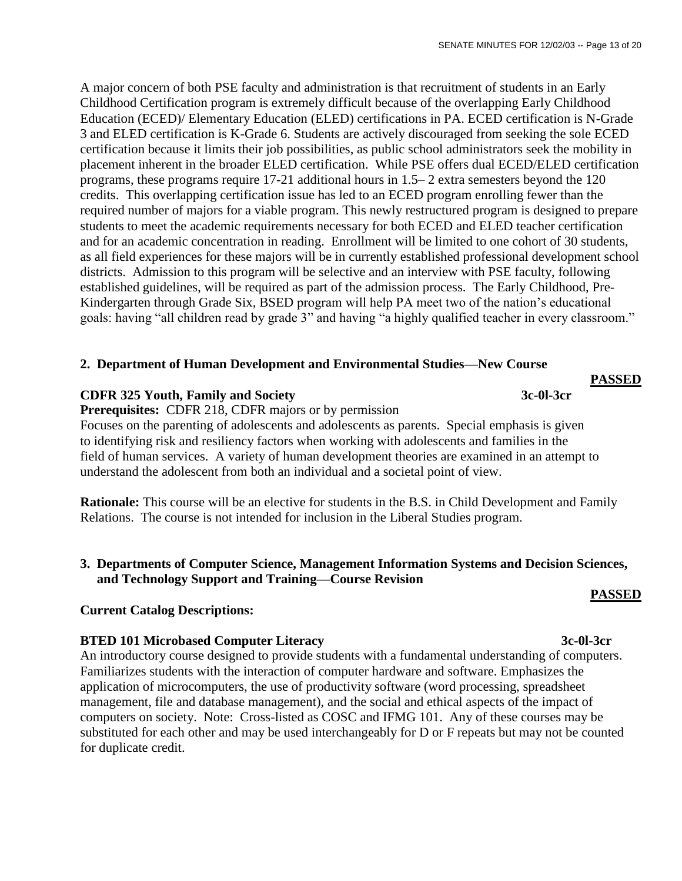A major concern of both PSE faculty and administration is that recruitment of students in an Early Childhood Certification program is extremely difficult because of the overlapping Early Childhood Education (ECED)/ Elementary Education (ELED) certifications in PA. ECED certification is N-Grade 3 and ELED certification is K-Grade 6. Students are actively discouraged from seeking the sole ECED certification because it limits their job possibilities, as public school administrators seek the mobility in placement inherent in the broader ELED certification. While PSE offers dual ECED/ELED certification programs, these programs require 17-21 additional hours in 1.5– 2 extra semesters beyond the 120 credits. This overlapping certification issue has led to an ECED program enrolling fewer than the required number of majors for a viable program. This newly restructured program is designed to prepare students to meet the academic requirements necessary for both ECED and ELED teacher certification and for an academic concentration in reading. Enrollment will be limited to one cohort of 30 students, as all field experiences for these majors will be in currently established professional development school districts. Admission to this program will be selective and an interview with PSE faculty, following established guidelines, will be required as part of the admission process. The Early Childhood, Pre-Kindergarten through Grade Six, BSED program will help PA meet two of the nation's educational goals: having "all children read by grade 3" and having "a highly qualified teacher in every classroom."

**2. Department of Human Development and Environmental Studies—New Course**

**PASSED**

**CDFR 325 Youth, Family and Society 3c-0l-3cr**

**Prerequisites:** CDFR 218, CDFR majors or by permission

Focuses on the parenting of adolescents and adolescents as parents. Special emphasis is given to identifying risk and resiliency factors when working with adolescents and families in the field of human services. A variety of human development theories are examined in an attempt to understand the adolescent from both an individual and a societal point of view.

**Rationale:** This course will be an elective for students in the B.S. in Child Development and Family Relations. The course is not intended for inclusion in the Liberal Studies program.

**3. Departments of Computer Science, Management Information Systems and Decision Sciences, and Technology Support and Training—Course Revision**

**PASSED**

**Current Catalog Descriptions:**

**BTED 101 Microbased Computer Literacy 3c-0l-3cr**

An introductory course designed to provide students with a fundamental understanding of computers. Familiarizes students with the interaction of computer hardware and software. Emphasizes the application of microcomputers, the use of productivity software (word processing, spreadsheet management, file and database management), and the social and ethical aspects of the impact of computers on society. Note: Cross-listed as COSC and IFMG 101. Any of these courses may be substituted for each other and may be used interchangeably for D or F repeats but may not be counted for duplicate credit.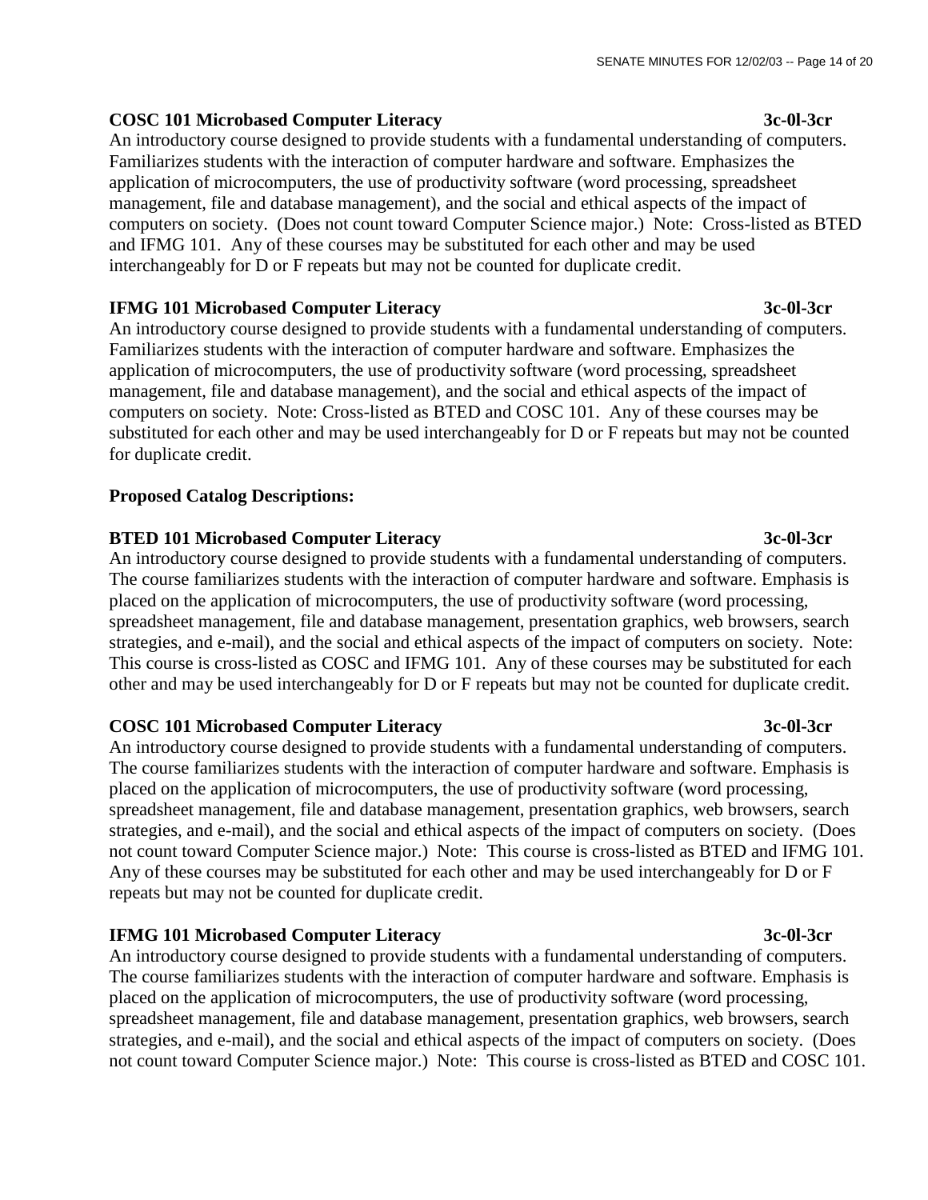**COSC 101 Microbased Computer Literacy 3c-0l-3cr**

An introductory course designed to provide students with a fundamental understanding of computers. Familiarizes students with the interaction of computer hardware and software. Emphasizes the application of microcomputers, the use of productivity software (word processing, spreadsheet management, file and database management), and the social and ethical aspects of the impact of computers on society. (Does not count toward Computer Science major.) Note: Cross-listed as BTED and IFMG 101. Any of these courses may be substituted for each other and may be used interchangeably for D or F repeats but may not be counted for duplicate credit.

**IFMG 101 Microbased Computer Literacy 3c-0l-3cr**

An introductory course designed to provide students with a fundamental understanding of computers. Familiarizes students with the interaction of computer hardware and software. Emphasizes the application of microcomputers, the use of productivity software (word processing, spreadsheet management, file and database management), and the social and ethical aspects of the impact of computers on society. Note: Cross-listed as BTED and COSC 101. Any of these courses may be substituted for each other and may be used interchangeably for D or F repeats but may not be counted for duplicate credit.

**Proposed Catalog Descriptions:**

**BTED 101 Microbased Computer Literacy 3c-0l-3cr**

An introductory course designed to provide students with a fundamental understanding of computers. The course familiarizes students with the interaction of computer hardware and software. Emphasis is placed on the application of microcomputers, the use of productivity software (word processing, spreadsheet management, file and database management, presentation graphics, web browsers, search strategies, and e-mail), and the social and ethical aspects of the impact of computers on society. Note: This course is cross-listed as COSC and IFMG 101. Any of these courses may be substituted for each other and may be used interchangeably for D or F repeats but may not be counted for duplicate credit.

**COSC 101 Microbased Computer Literacy 3c-0l-3cr**

An introductory course designed to provide students with a fundamental understanding of computers. The course familiarizes students with the interaction of computer hardware and software. Emphasis is placed on the application of microcomputers, the use of productivity software (word processing, spreadsheet management, file and database management, presentation graphics, web browsers, search strategies, and e-mail), and the social and ethical aspects of the impact of computers on society. (Does not count toward Computer Science major.) Note: This course is cross-listed as BTED and IFMG 101. Any of these courses may be substituted for each other and may be used interchangeably for D or F repeats but may not be counted for duplicate credit.

**IFMG 101 Microbased Computer Literacy 3c-0l-3cr**

An introductory course designed to provide students with a fundamental understanding of computers. The course familiarizes students with the interaction of computer hardware and software. Emphasis is placed on the application of microcomputers, the use of productivity software (word processing, spreadsheet management, file and database management, presentation graphics, web browsers, search strategies, and e-mail), and the social and ethical aspects of the impact of computers on society. (Does not count toward Computer Science major.) Note: This course is cross-listed as BTED and COSC 101.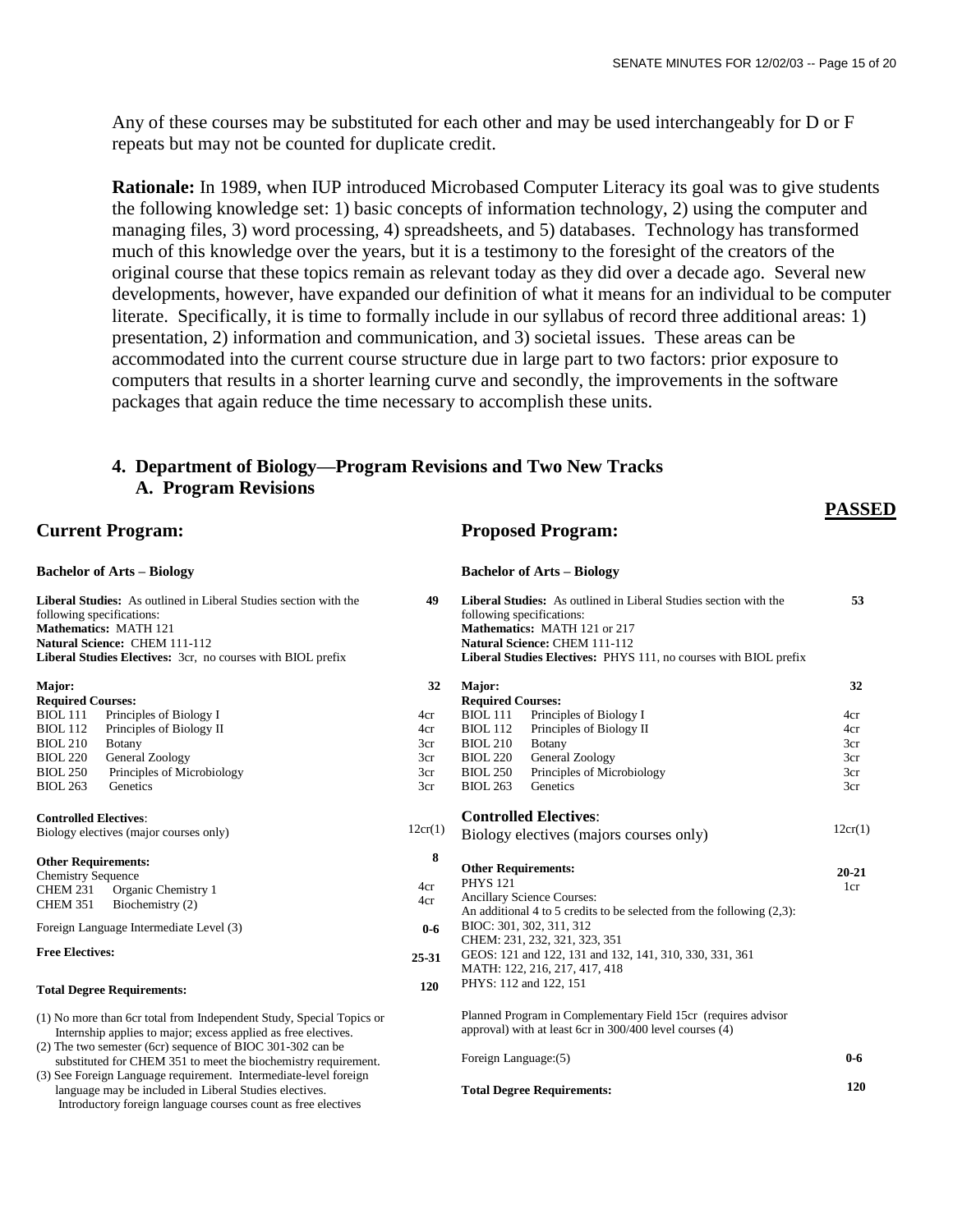Any of these courses may be substituted for each other and may be used interchangeably for D or F repeats but may not be counted for duplicate credit.

**Rationale:** In 1989, when IUP introduced Microbased Computer Literacy its goal was to give students the following knowledge set: 1) basic concepts of information technology, 2) using the computer and managing files, 3) word processing, 4) spreadsheets, and 5) databases. Technology has transformed much of this knowledge over the years, but it is a testimony to the foresight of the creators of the original course that these topics remain as relevant today as they did over a decade ago. Several new developments, however, have expanded our definition of what it means for an individual to be computer literate. Specifically, it is time to formally include in our syllabus of record three additional areas: 1) presentation, 2) information and communication, and 3) societal issues. These areas can be accommodated into the current course structure due in large part to two factors: prior exposure to computers that results in a shorter learning curve and secondly, the improvements in the software packages that again reduce the time necessary to accomplish these units.

## 4. Department of Biology—Program Revisions and Two New Tracks

### A. Program Revisions

**PASSED**

### Current Program:

**Bachelor of Arts – Biology**

| | | |
|---|---|---|
| **Liberal Studies:** As outlined in Liberal Studies section with the following specifications:<br>**Mathematics:** MATH 121<br>**Natural Science:** CHEM 111-112<br>**Liberal Studies Electives:** 3cr, no courses with BIOL prefix | | 49 |
| **Major:** | | 32 |
| **Required Courses:** | | |
| BIOL 111 | Principles of Biology I | 4cr |
| BIOL 112 | Principles of Biology II | 4cr |
| BIOL 210 | Botany | 3cr |
| BIOL 220 | General Zoology | 3cr |
| BIOL 250 | Principles of Microbiology | 3cr |
| BIOL 263 | Genetics | 3cr |
| **Controlled Electives**: | | |
| Biology electives (major courses only) | | 12cr(1) |
| **Other Requirements:** | | 8 |
| Chemistry Sequence | | |
| CHEM 231 | Organic Chemistry 1 | 4cr |
| CHEM 351 | Biochemistry (2) | 4cr |
| Foreign Language Intermediate Level (3) | | 0-6 |
| **Free Electives:** | | 25-31 |
| **Total Degree Requirements:** | | 120 |

(1) No more than 6cr total from Independent Study, Special Topics or Internship applies to major; excess applied as free electives.
(2) The two semester (6cr) sequence of BIOC 301-302 can be substituted for CHEM 351 to meet the biochemistry requirement.
(3) See Foreign Language requirement. Intermediate-level foreign language may be included in Liberal Studies electives. Introductory foreign language courses count as free electives

### Proposed Program:

**Bachelor of Arts – Biology**

| | | |
|---|---|---|
| **Liberal Studies:** As outlined in Liberal Studies section with the following specifications:<br>**Mathematics:** MATH 121 or 217<br>**Natural Science:** CHEM 111-112<br>**Liberal Studies Electives:** PHYS 111, no courses with BIOL prefix | | 53 |
| **Major:** | | 32 |
| **Required Courses:** | | |
| BIOL 111 | Principles of Biology I | 4cr |
| BIOL 112 | Principles of Biology II | 4cr |
| BIOL 210 | Botany | 3cr |
| BIOL 220 | General Zoology | 3cr |
| BIOL 250 | Principles of Microbiology | 3cr |
| BIOL 263 | Genetics | 3cr |
| **Controlled Electives**: | | |
| Biology electives (majors courses only) | | 12cr(1) |
| **Other Requirements:** | | 20-21 |
| PHYS 121 | | 1cr |
| Ancillary Science Courses:<br>An additional 4 to 5 credits to be selected from the following (2,3):<br>BIOC: 301, 302, 311, 312<br>CHEM: 231, 232, 321, 323, 351<br>GEOS: 121 and 122, 131 and 132, 141, 310, 330, 331, 361<br>MATH: 122, 216, 217, 417, 418<br>PHYS: 112 and 122, 151 | | |
| Planned Program in Complementary Field 15cr (requires advisor approval) with at least 6cr in 300/400 level courses (4) | | |
| Foreign Language:(5) | | 0-6 |
| **Total Degree Requirements:** | | 120 |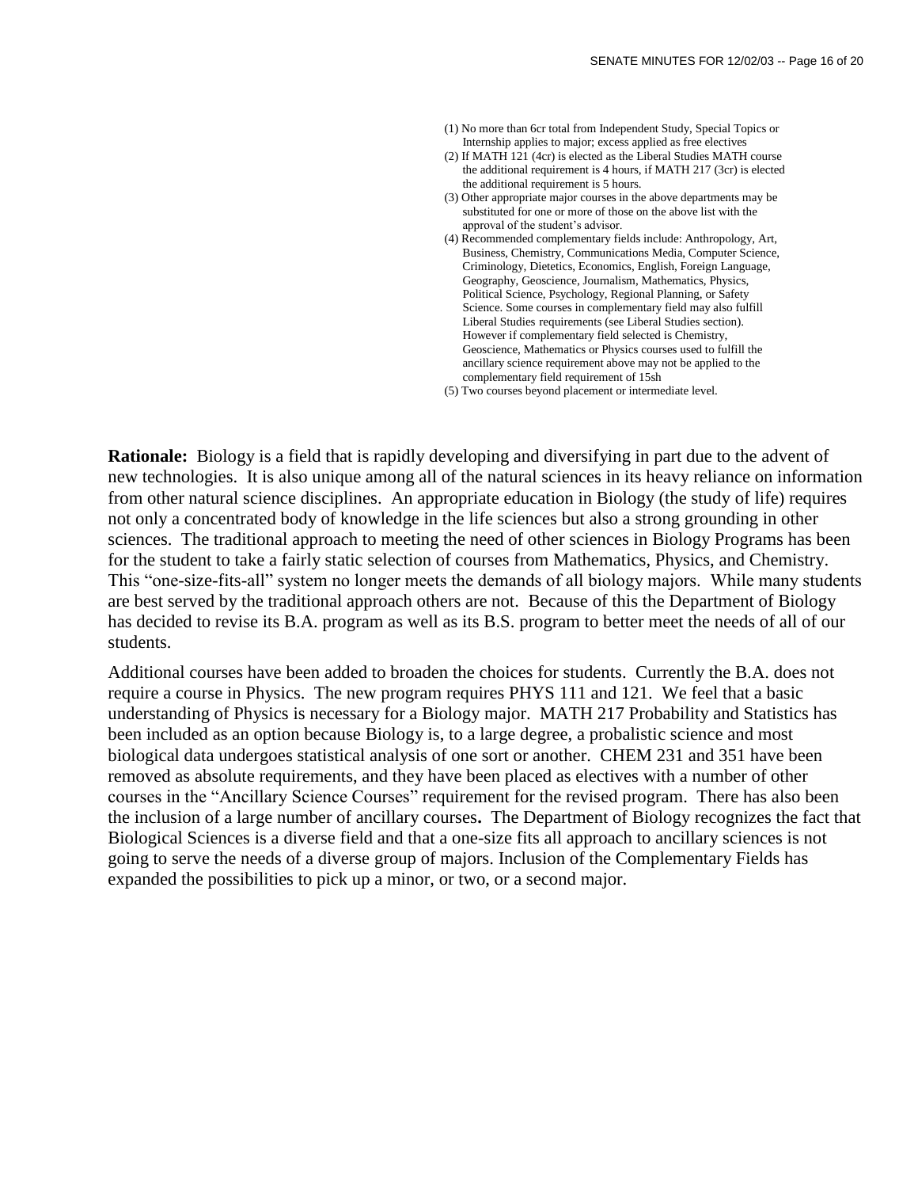(1) No more than 6cr total from Independent Study, Special Topics or Internship applies to major; excess applied as free electives
(2) If MATH 121 (4cr) is elected as the Liberal Studies MATH course the additional requirement is 4 hours, if MATH 217 (3cr) is elected the additional requirement is 5 hours.
(3) Other appropriate major courses in the above departments may be substituted for one or more of those on the above list with the approval of the student's advisor.
(4) Recommended complementary fields include: Anthropology, Art, Business, Chemistry, Communications Media, Computer Science, Criminology, Dietetics, Economics, English, Foreign Language, Geography, Geoscience, Journalism, Mathematics, Physics, Political Science, Psychology, Regional Planning, or Safety Science. Some courses in complementary field may also fulfill Liberal Studies requirements (see Liberal Studies section). However if complementary field selected is Chemistry, Geoscience, Mathematics or Physics courses used to fulfill the ancillary science requirement above may not be applied to the complementary field requirement of 15sh
(5) Two courses beyond placement or intermediate level.

**Rationale:** Biology is a field that is rapidly developing and diversifying in part due to the advent of new technologies. It is also unique among all of the natural sciences in its heavy reliance on information from other natural science disciplines. An appropriate education in Biology (the study of life) requires not only a concentrated body of knowledge in the life sciences but also a strong grounding in other sciences. The traditional approach to meeting the need of other sciences in Biology Programs has been for the student to take a fairly static selection of courses from Mathematics, Physics, and Chemistry. This "one-size-fits-all" system no longer meets the demands of all biology majors. While many students are best served by the traditional approach others are not. Because of this the Department of Biology has decided to revise its B.A. program as well as its B.S. program to better meet the needs of all of our students.

Additional courses have been added to broaden the choices for students. Currently the B.A. does not require a course in Physics. The new program requires PHYS 111 and 121. We feel that a basic understanding of Physics is necessary for a Biology major. MATH 217 Probability and Statistics has been included as an option because Biology is, to a large degree, a probalistic science and most biological data undergoes statistical analysis of one sort or another. CHEM 231 and 351 have been removed as absolute requirements, and they have been placed as electives with a number of other courses in the "Ancillary Science Courses" requirement for the revised program. There has also been the inclusion of a large number of ancillary courses**.** The Department of Biology recognizes the fact that Biological Sciences is a diverse field and that a one-size fits all approach to ancillary sciences is not going to serve the needs of a diverse group of majors. Inclusion of the Complementary Fields has expanded the possibilities to pick up a minor, or two, or a second major.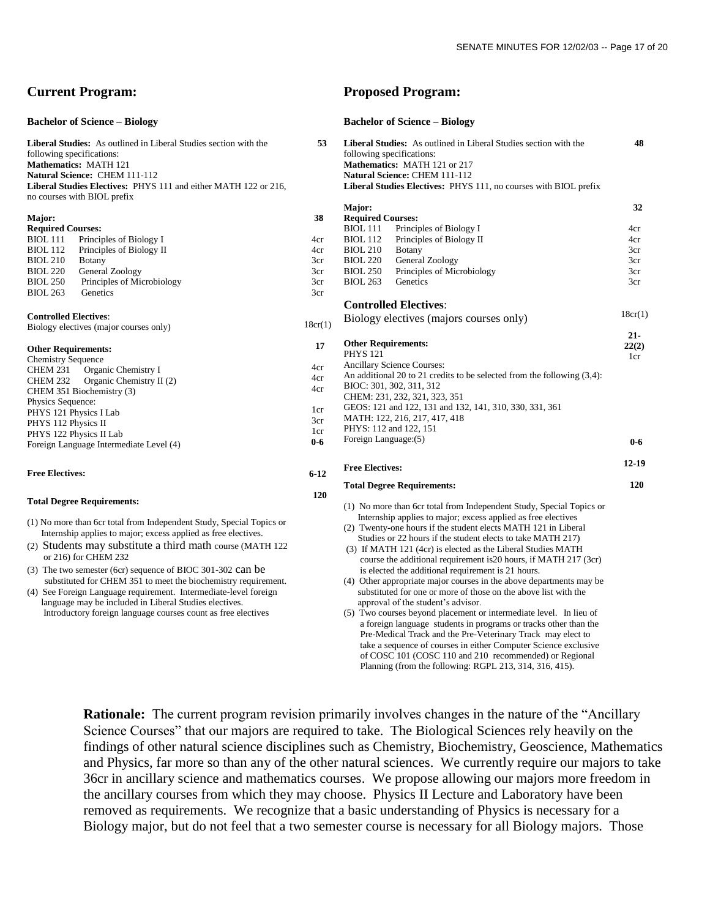## Current Program:

**Bachelor of Science – Biology**

**Liberal Studies:** As outlined in Liberal Studies section with the following specifications: **53**
**Mathematics:** MATH 121
**Natural Science:** CHEM 111-112
**Liberal Studies Electives:** PHYS 111 and either MATH 122 or 216, no courses with BIOL prefix

**Major:** **38**

**Required Courses:**

| | | |
|---|---|---|
| BIOL 111 | Principles of Biology I | 4cr |
| BIOL 112 | Principles of Biology II | 4cr |
| BIOL 210 | Botany | 3cr |
| BIOL 220 | General Zoology | 3cr |
| BIOL 250 | Principles of Microbiology | 3cr |
| BIOL 263 | Genetics | 3cr |

**Controlled Electives**:
Biology electives (major courses only) 18cr(1)

**Other Requirements:** **17**

| | |
|---|---|
| Chemistry Sequence | |
| CHEM 231 Organic Chemistry I | 4cr |
| CHEM 232 Organic Chemistry II (2) | 4cr |
| CHEM 351 Biochemistry (3) | 4cr |
| Physics Sequence: | |
| PHYS 121 Physics I Lab | 1cr |
| PHYS 112 Physics II | 3cr |
| PHYS 122 Physics II Lab | 1cr |
| Foreign Language Intermediate Level (4) | **0-6** |

**Free Electives:** **6-12**

**Total Degree Requirements:** **120**

(1) No more than 6cr total from Independent Study, Special Topics or Internship applies to major; excess applied as free electives.
(2) Students may substitute a third math course (MATH 122 or 216) for CHEM 232
(3) The two semester (6cr) sequence of BIOC 301-302 can be substituted for CHEM 351 to meet the biochemistry requirement.
(4) See Foreign Language requirement. Intermediate-level foreign language may be included in Liberal Studies electives. Introductory foreign language courses count as free electives

## Proposed Program:

**Bachelor of Science – Biology**

**Liberal Studies:** As outlined in Liberal Studies section with the following specifications: **48**
**Mathematics:** MATH 121 or 217
**Natural Science:** CHEM 111-112
**Liberal Studies Electives:** PHYS 111, no courses with BIOL prefix

**Major:** **32**

**Required Courses:**

| | | |
|---|---|---|
| BIOL 111 | Principles of Biology I | 4cr |
| BIOL 112 | Principles of Biology II | 4cr |
| BIOL 210 | Botany | 3cr |
| BIOL 220 | General Zoology | 3cr |
| BIOL 250 | Principles of Microbiology | 3cr |
| BIOL 263 | Genetics | 3cr |

**Controlled Electives**:
Biology electives (majors courses only) 18cr(1)

**Other Requirements:** **21-22(2)**
PHYS 121 1cr
Ancillary Science Courses:
An additional 20 to 21 credits to be selected from the following (3,4):
BIOC: 301, 302, 311, 312
CHEM: 231, 232, 321, 323, 351
GEOS: 121 and 122, 131 and 132, 141, 310, 330, 331, 361
MATH: 122, 216, 217, 417, 418
PHYS: 112 and 122, 151
Foreign Language:(5) **0-6**

**Free Electives:** **12-19**

**Total Degree Requirements:** **120**

(1) No more than 6cr total from Independent Study, Special Topics or Internship applies to major; excess applied as free electives
(2) Twenty-one hours if the student elects MATH 121 in Liberal Studies or 22 hours if the student elects to take MATH 217)
(3) If MATH 121 (4cr) is elected as the Liberal Studies MATH course the additional requirement is20 hours, if MATH 217 (3cr) is elected the additional requirement is 21 hours.
(4) Other appropriate major courses in the above departments may be substituted for one or more of those on the above list with the approval of the student's advisor.
(5) Two courses beyond placement or intermediate level. In lieu of a foreign language students in programs or tracks other than the Pre-Medical Track and the Pre-Veterinary Track may elect to take a sequence of courses in either Computer Science exclusive of COSC 101 (COSC 110 and 210 recommended) or Regional Planning (from the following: RGPL 213, 314, 316, 415).

**Rationale:** The current program revision primarily involves changes in the nature of the "Ancillary Science Courses" that our majors are required to take. The Biological Sciences rely heavily on the findings of other natural science disciplines such as Chemistry, Biochemistry, Geoscience, Mathematics and Physics, far more so than any of the other natural sciences. We currently require our majors to take 36cr in ancillary science and mathematics courses. We propose allowing our majors more freedom in the ancillary courses from which they may choose. Physics II Lecture and Laboratory have been removed as requirements. We recognize that a basic understanding of Physics is necessary for a Biology major, but do not feel that a two semester course is necessary for all Biology majors. Those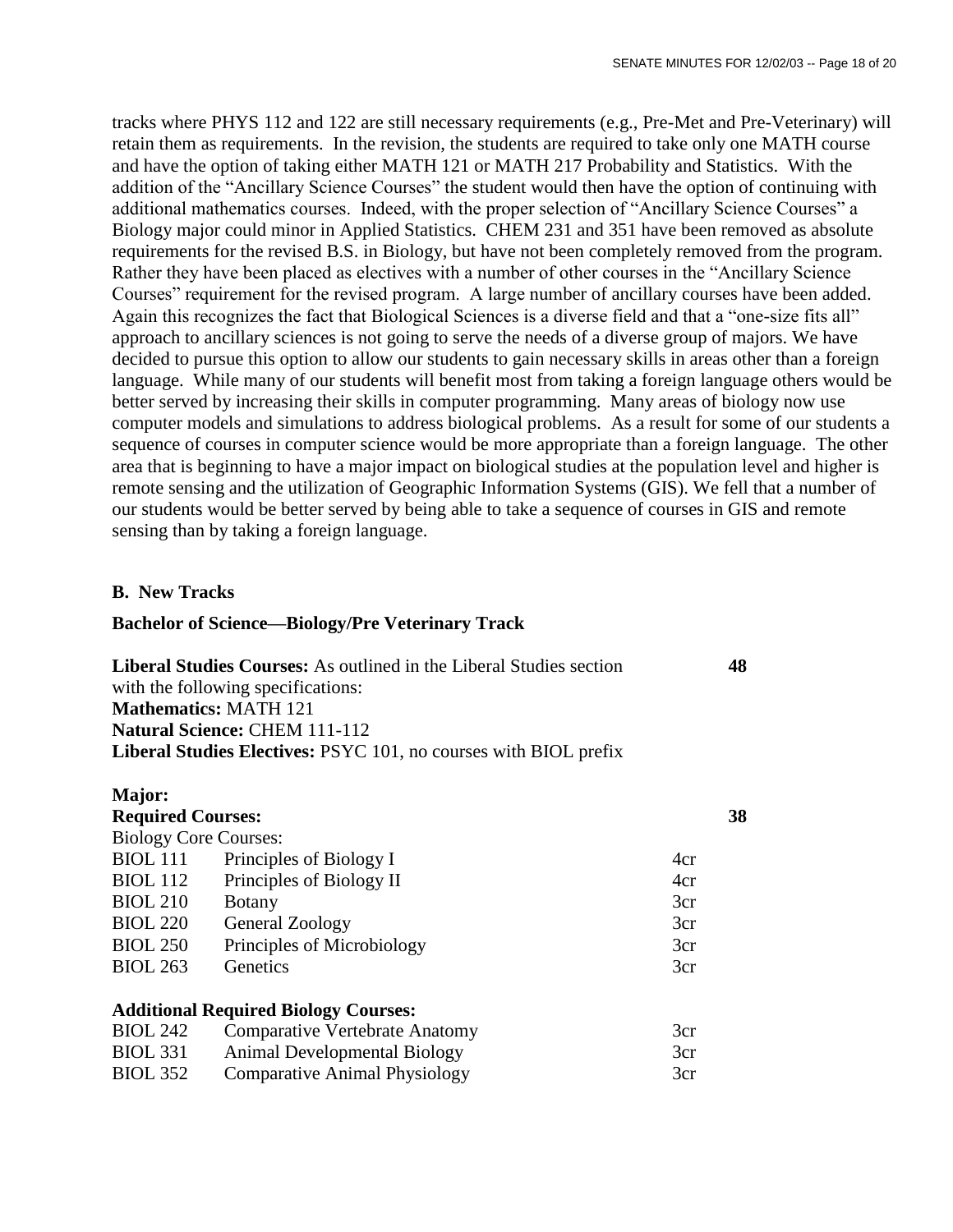tracks where PHYS 112 and 122 are still necessary requirements (e.g., Pre-Met and Pre-Veterinary) will retain them as requirements. In the revision, the students are required to take only one MATH course and have the option of taking either MATH 121 or MATH 217 Probability and Statistics. With the addition of the "Ancillary Science Courses" the student would then have the option of continuing with additional mathematics courses. Indeed, with the proper selection of "Ancillary Science Courses" a Biology major could minor in Applied Statistics. CHEM 231 and 351 have been removed as absolute requirements for the revised B.S. in Biology, but have not been completely removed from the program. Rather they have been placed as electives with a number of other courses in the "Ancillary Science Courses" requirement for the revised program. A large number of ancillary courses have been added. Again this recognizes the fact that Biological Sciences is a diverse field and that a "one-size fits all" approach to ancillary sciences is not going to serve the needs of a diverse group of majors. We have decided to pursue this option to allow our students to gain necessary skills in areas other than a foreign language. While many of our students will benefit most from taking a foreign language others would be better served by increasing their skills in computer programming. Many areas of biology now use computer models and simulations to address biological problems. As a result for some of our students a sequence of courses in computer science would be more appropriate than a foreign language. The other area that is beginning to have a major impact on biological studies at the population level and higher is remote sensing and the utilization of Geographic Information Systems (GIS). We fell that a number of our students would be better served by being able to take a sequence of courses in GIS and remote sensing than by taking a foreign language.

## B. New Tracks

### Bachelor of Science—Biology/Pre Veterinary Track

**Liberal Studies Courses:** As outlined in the Liberal Studies section with the following specifications: **48**
**Mathematics:** MATH 121
**Natural Science:** CHEM 111-112
**Liberal Studies Electives:** PSYC 101, no courses with BIOL prefix

**Major:**
**Required Courses:** **38**

Biology Core Courses:

| | | | |
|---|---|---|---|
| BIOL 111 | Principles of Biology I | 4cr | |
| BIOL 112 | Principles of Biology II | 4cr | |
| BIOL 210 | Botany | 3cr | |
| BIOL 220 | General Zoology | 3cr | |
| BIOL 250 | Principles of Microbiology | 3cr | |
| BIOL 263 | Genetics | 3cr | |

**Additional Required Biology Courses:**

| | | | |
|---|---|---|---|
| BIOL 242 | Comparative Vertebrate Anatomy | 3cr | |
| BIOL 331 | Animal Developmental Biology | 3cr | |
| BIOL 352 | Comparative Animal Physiology | 3cr | |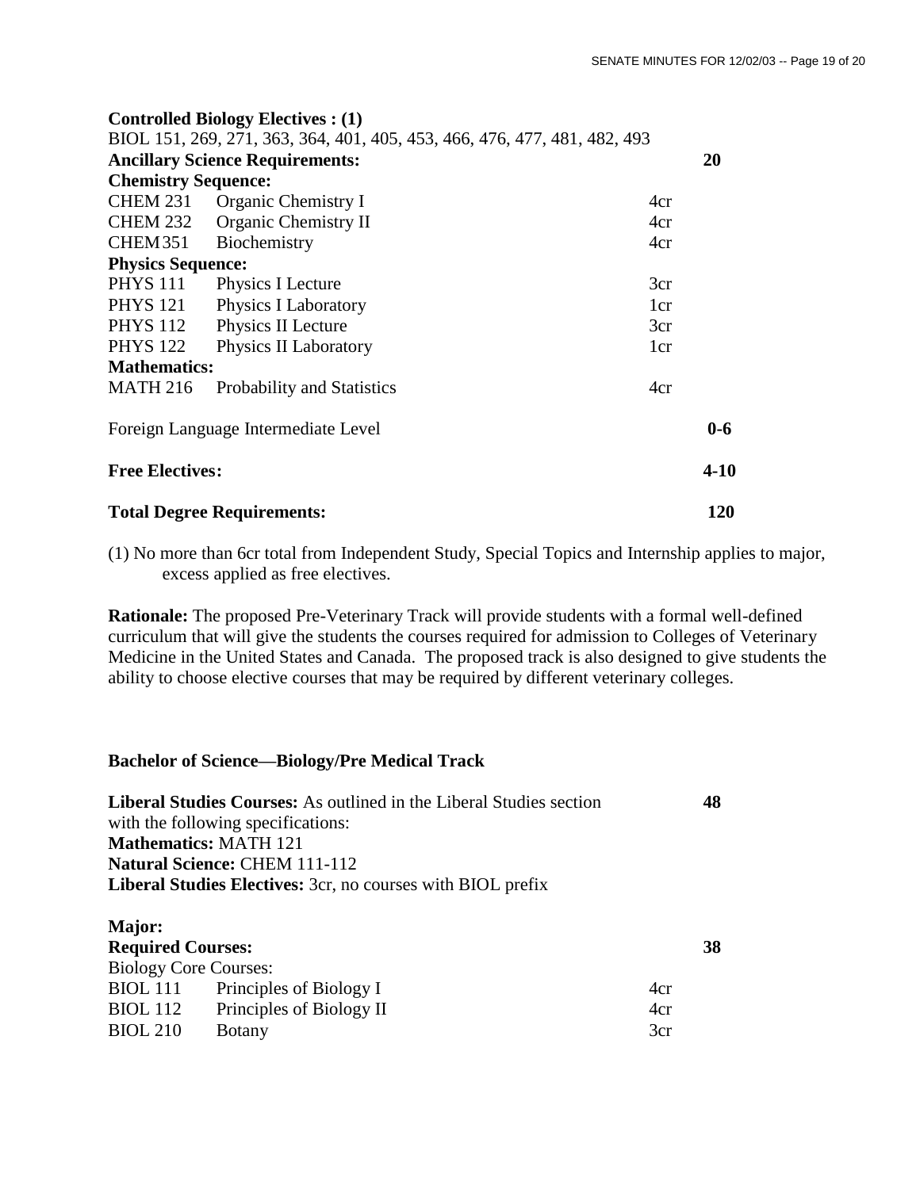**Controlled Biology Electives : (1)**

BIOL 151, 269, 271, 363, 364, 401, 405, 453, 466, 476, 477, 481, 482, 493

| | | | |
|---|---|---|---|
| **Ancillary Science Requirements:** | | | **20** |
| **Chemistry Sequence:** | | | |
| CHEM 231 | Organic Chemistry I | 4cr | |
| CHEM 232 | Organic Chemistry II | 4cr | |
| CHEM 351 | Biochemistry | 4cr | |
| **Physics Sequence:** | | | |
| PHYS 111 | Physics I Lecture | 3cr | |
| PHYS 121 | Physics I Laboratory | 1cr | |
| PHYS 112 | Physics II Lecture | 3cr | |
| PHYS 122 | Physics II Laboratory | 1cr | |
| **Mathematics:** | | | |
| MATH 216 | Probability and Statistics | 4cr | |
| Foreign Language Intermediate Level | | | **0-6** |
| **Free Electives:** | | | **4-10** |
| **Total Degree Requirements:** | | | **120** |

(1) No more than 6cr total from Independent Study, Special Topics and Internship applies to major, excess applied as free electives.

**Rationale:** The proposed Pre-Veterinary Track will provide students with a formal well-defined curriculum that will give the students the courses required for admission to Colleges of Veterinary Medicine in the United States and Canada. The proposed track is also designed to give students the ability to choose elective courses that may be required by different veterinary colleges.

**Bachelor of Science—Biology/Pre Medical Track**

**Liberal Studies Courses:** As outlined in the Liberal Studies section with the following specifications: **48**

**Mathematics:** MATH 121

**Natural Science:** CHEM 111-112

**Liberal Studies Electives:** 3cr, no courses with BIOL prefix

**Major:**

| | | | |
|---|---|---|---|
| **Required Courses:** | | | **38** |
| Biology Core Courses: | | | |
| BIOL 111 | Principles of Biology I | 4cr | |
| BIOL 112 | Principles of Biology II | 4cr | |
| BIOL 210 | Botany | 3cr | |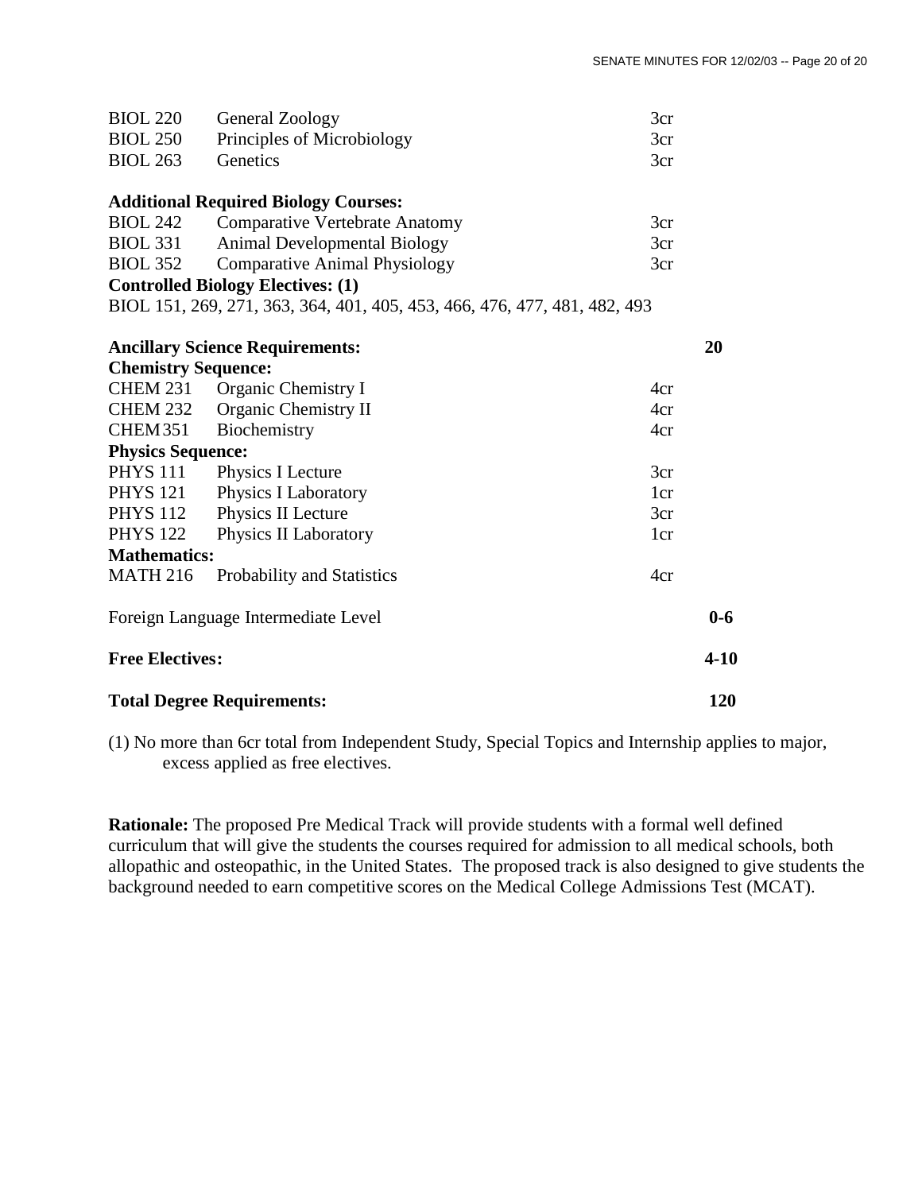| | | | |
|---|---|---|---|
| BIOL 220 | General Zoology | 3cr | |
| BIOL 250 | Principles of Microbiology | 3cr | |
| BIOL 263 | Genetics | 3cr | |
| **Additional Required Biology Courses:** | | | |
| BIOL 242 | Comparative Vertebrate Anatomy | 3cr | |
| BIOL 331 | Animal Developmental Biology | 3cr | |
| BIOL 352 | Comparative Animal Physiology | 3cr | |
| **Controlled Biology Electives: (1)** | | | |
| BIOL 151, 269, 271, 363, 364, 401, 405, 453, 466, 476, 477, 481, 482, 493 | | | |
| **Ancillary Science Requirements:** | | | **20** |
| **Chemistry Sequence:** | | | |
| CHEM 231 | Organic Chemistry I | 4cr | |
| CHEM 232 | Organic Chemistry II | 4cr | |
| CHEM 351 | Biochemistry | 4cr | |
| **Physics Sequence:** | | | |
| PHYS 111 | Physics I Lecture | 3cr | |
| PHYS 121 | Physics I Laboratory | 1cr | |
| PHYS 112 | Physics II Lecture | 3cr | |
| PHYS 122 | Physics II Laboratory | 1cr | |
| **Mathematics:** | | | |
| MATH 216 | Probability and Statistics | 4cr | |
| Foreign Language Intermediate Level | | | **0-6** |
| **Free Electives:** | | | **4-10** |
| **Total Degree Requirements:** | | | **120** |

(1) No more than 6cr total from Independent Study, Special Topics and Internship applies to major, excess applied as free electives.

**Rationale:** The proposed Pre Medical Track will provide students with a formal well defined curriculum that will give the students the courses required for admission to all medical schools, both allopathic and osteopathic, in the United States. The proposed track is also designed to give students the background needed to earn competitive scores on the Medical College Admissions Test (MCAT).